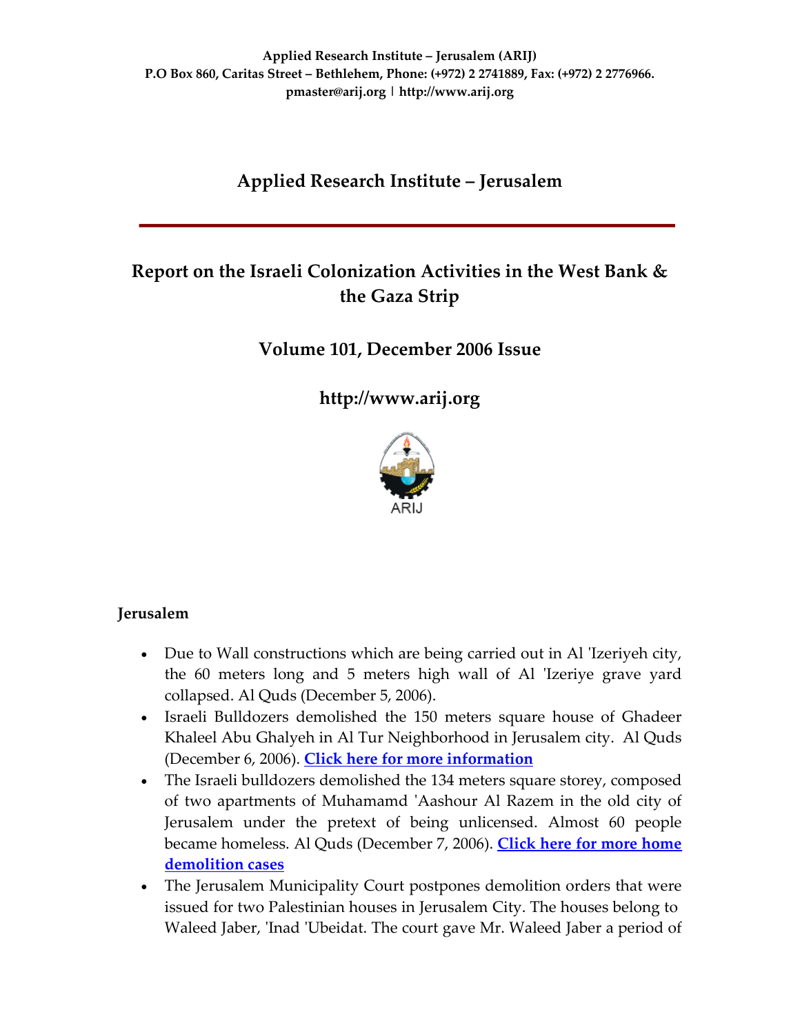**Applied Research Institute – Jerusalem (ARIJ)**
**P.O Box 860, Caritas Street – Bethlehem, Phone: (+972) 2 2741889, Fax: (+972) 2 2776966.**
**pmaster@arij.org | http://www.arij.org**

# Applied Research Institute – Jerusalem

## Report on the Israeli Colonization Activities in the West Bank & the Gaza Strip

## Volume 101, December 2006 Issue

## http://www.arij.org

ARIJ

### Jerusalem

- Due to Wall constructions which are being carried out in Al 'Izeriyeh city, the 60 meters long and 5 meters high wall of Al 'Izeriye grave yard collapsed. Al Quds (December 5, 2006).
- Israeli Bulldozers demolished the 150 meters square house of Ghadeer Khaleel Abu Ghalyeh in Al Tur Neighborhood in Jerusalem city. Al Quds (December 6, 2006). **Click here for more information**
- The Israeli bulldozers demolished the 134 meters square storey, composed of two apartments of Muhamamd 'Aashour Al Razem in the old city of Jerusalem under the pretext of being unlicensed. Almost 60 people became homeless. Al Quds (December 7, 2006). **Click here for more home demolition cases**
- The Jerusalem Municipality Court postpones demolition orders that were issued for two Palestinian houses in Jerusalem City. The houses belong to Waleed Jaber, 'Inad 'Ubeidat. The court gave Mr. Waleed Jaber a period of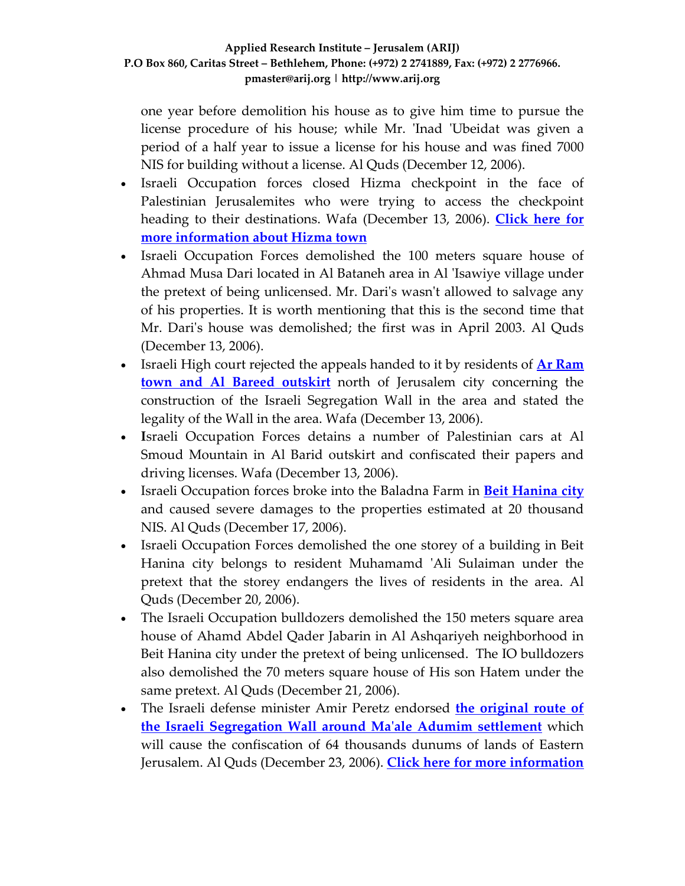one year before demolition his house as to give him time to pursue the license procedure of his house; while Mr. 'Inad 'Ubeidat was given a period of a half year to issue a license for his house and was fined 7000 NIS for building without a license. Al Quds (December 12, 2006).

- Israeli Occupation forces closed Hizma checkpoint in the face of Palestinian Jerusalemites who were trying to access the checkpoint heading to their destinations. Wafa (December 13, 2006). **Click here for more information about Hizma town**
- Israeli Occupation Forces demolished the 100 meters square house of Ahmad Musa Dari located in Al Bataneh area in Al 'Isawiye village under the pretext of being unlicensed. Mr. Dari's wasn't allowed to salvage any of his properties. It is worth mentioning that this is the second time that Mr. Dari's house was demolished; the first was in April 2003. Al Quds (December 13, 2006).
- Israeli High court rejected the appeals handed to it by residents of **Ar Ram town and Al Bareed outskirt** north of Jerusalem city concerning the construction of the Israeli Segregation Wall in the area and stated the legality of the Wall in the area. Wafa (December 13, 2006).
- **I**sraeli Occupation Forces detains a number of Palestinian cars at Al Smoud Mountain in Al Barid outskirt and confiscated their papers and driving licenses. Wafa (December 13, 2006).
- Israeli Occupation forces broke into the Baladna Farm in **Beit Hanina city** and caused severe damages to the properties estimated at 20 thousand NIS. Al Quds (December 17, 2006).
- Israeli Occupation Forces demolished the one storey of a building in Beit Hanina city belongs to resident Muhamamd 'Ali Sulaiman under the pretext that the storey endangers the lives of residents in the area. Al Quds (December 20, 2006).
- The Israeli Occupation bulldozers demolished the 150 meters square area house of Ahamd Abdel Qader Jabarin in Al Ashqariyeh neighborhood in Beit Hanina city under the pretext of being unlicensed. The IO bulldozers also demolished the 70 meters square house of His son Hatem under the same pretext. Al Quds (December 21, 2006).
- The Israeli defense minister Amir Peretz endorsed **the original route of the Israeli Segregation Wall around Ma'ale Adumim settlement** which will cause the confiscation of 64 thousands dunums of lands of Eastern Jerusalem. Al Quds (December 23, 2006). **Click here for more information**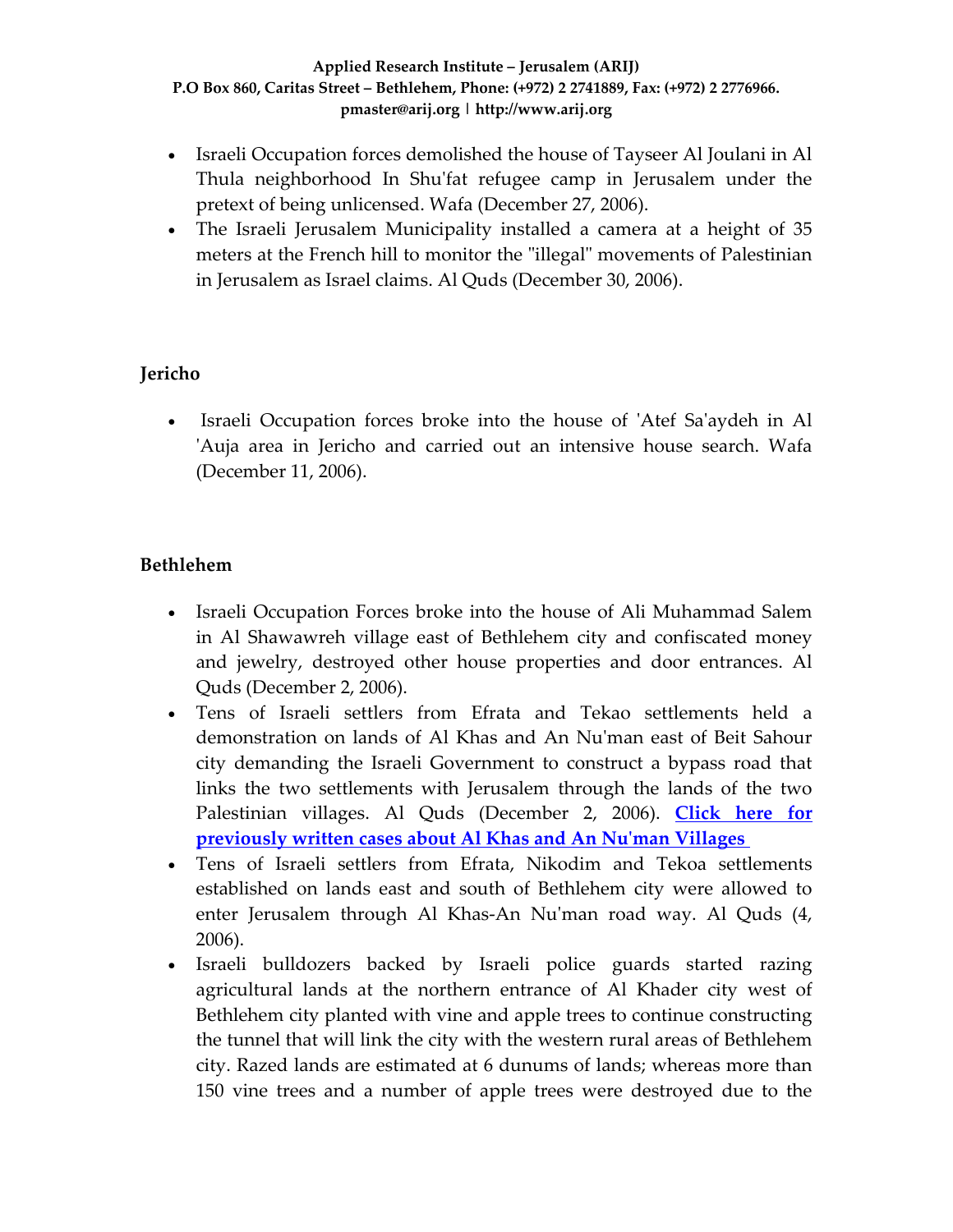- Israeli Occupation forces demolished the house of Tayseer Al Joulani in Al Thula neighborhood In Shu'fat refugee camp in Jerusalem under the pretext of being unlicensed. Wafa (December 27, 2006).
- The Israeli Jerusalem Municipality installed a camera at a height of 35 meters at the French hill to monitor the "illegal" movements of Palestinian in Jerusalem as Israel claims. Al Quds (December 30, 2006).

**Jericho**

- Israeli Occupation forces broke into the house of 'Atef Sa'aydeh in Al 'Auja area in Jericho and carried out an intensive house search. Wafa (December 11, 2006).

**Bethlehem**

- Israeli Occupation Forces broke into the house of Ali Muhammad Salem in Al Shawawreh village east of Bethlehem city and confiscated money and jewelry, destroyed other house properties and door entrances. Al Quds (December 2, 2006).
- Tens of Israeli settlers from Efrata and Tekao settlements held a demonstration on lands of Al Khas and An Nu'man east of Beit Sahour city demanding the Israeli Government to construct a bypass road that links the two settlements with Jerusalem through the lands of the two Palestinian villages. Al Quds (December 2, 2006). **Click here for previously written cases about Al Khas and An Nu'man Villages**
- Tens of Israeli settlers from Efrata, Nikodim and Tekoa settlements established on lands east and south of Bethlehem city were allowed to enter Jerusalem through Al Khas-An Nu'man road way. Al Quds (4, 2006).
- Israeli bulldozers backed by Israeli police guards started razing agricultural lands at the northern entrance of Al Khader city west of Bethlehem city planted with vine and apple trees to continue constructing the tunnel that will link the city with the western rural areas of Bethlehem city. Razed lands are estimated at 6 dunums of lands; whereas more than 150 vine trees and a number of apple trees were destroyed due to the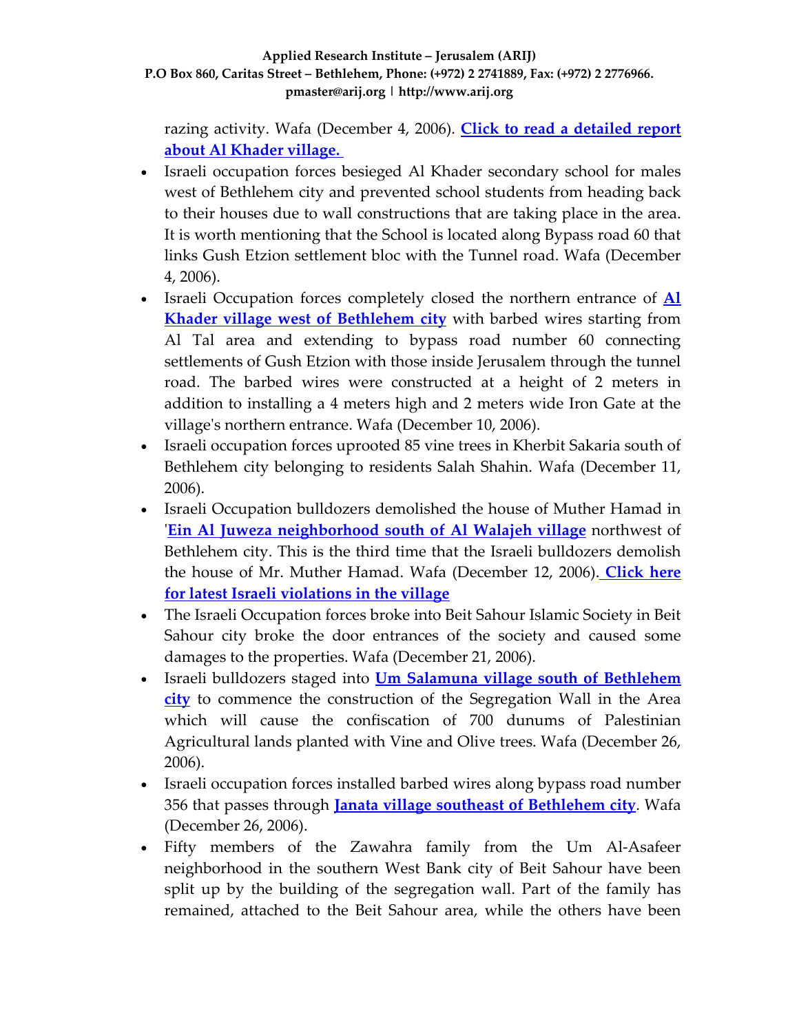razing activity. Wafa (December 4, 2006). **Click to read a detailed report about Al Khader village.**

- Israeli occupation forces besieged Al Khader secondary school for males west of Bethlehem city and prevented school students from heading back to their houses due to wall constructions that are taking place in the area. It is worth mentioning that the School is located along Bypass road 60 that links Gush Etzion settlement bloc with the Tunnel road. Wafa (December 4, 2006).
- Israeli Occupation forces completely closed the northern entrance of **Al Khader village west of Bethlehem city** with barbed wires starting from Al Tal area and extending to bypass road number 60 connecting settlements of Gush Etzion with those inside Jerusalem through the tunnel road. The barbed wires were constructed at a height of 2 meters in addition to installing a 4 meters high and 2 meters wide Iron Gate at the village's northern entrance. Wafa (December 10, 2006).
- Israeli occupation forces uprooted 85 vine trees in Kherbit Sakaria south of Bethlehem city belonging to residents Salah Shahin. Wafa (December 11, 2006).
- Israeli Occupation bulldozers demolished the house of Muther Hamad in '**Ein Al Juweza neighborhood south of Al Walajeh village** northwest of Bethlehem city. This is the third time that the Israeli bulldozers demolish the house of Mr. Muther Hamad. Wafa (December 12, 2006). **Click here for latest Israeli violations in the village**
- The Israeli Occupation forces broke into Beit Sahour Islamic Society in Beit Sahour city broke the door entrances of the society and caused some damages to the properties. Wafa (December 21, 2006).
- Israeli bulldozers staged into **Um Salamuna village south of Bethlehem city** to commence the construction of the Segregation Wall in the Area which will cause the confiscation of 700 dunums of Palestinian Agricultural lands planted with Vine and Olive trees. Wafa (December 26, 2006).
- Israeli occupation forces installed barbed wires along bypass road number 356 that passes through **Janata village southeast of Bethlehem city**. Wafa (December 26, 2006).
- Fifty members of the Zawahra family from the Um Al-Asafeer neighborhood in the southern West Bank city of Beit Sahour have been split up by the building of the segregation wall. Part of the family has remained, attached to the Beit Sahour area, while the others have been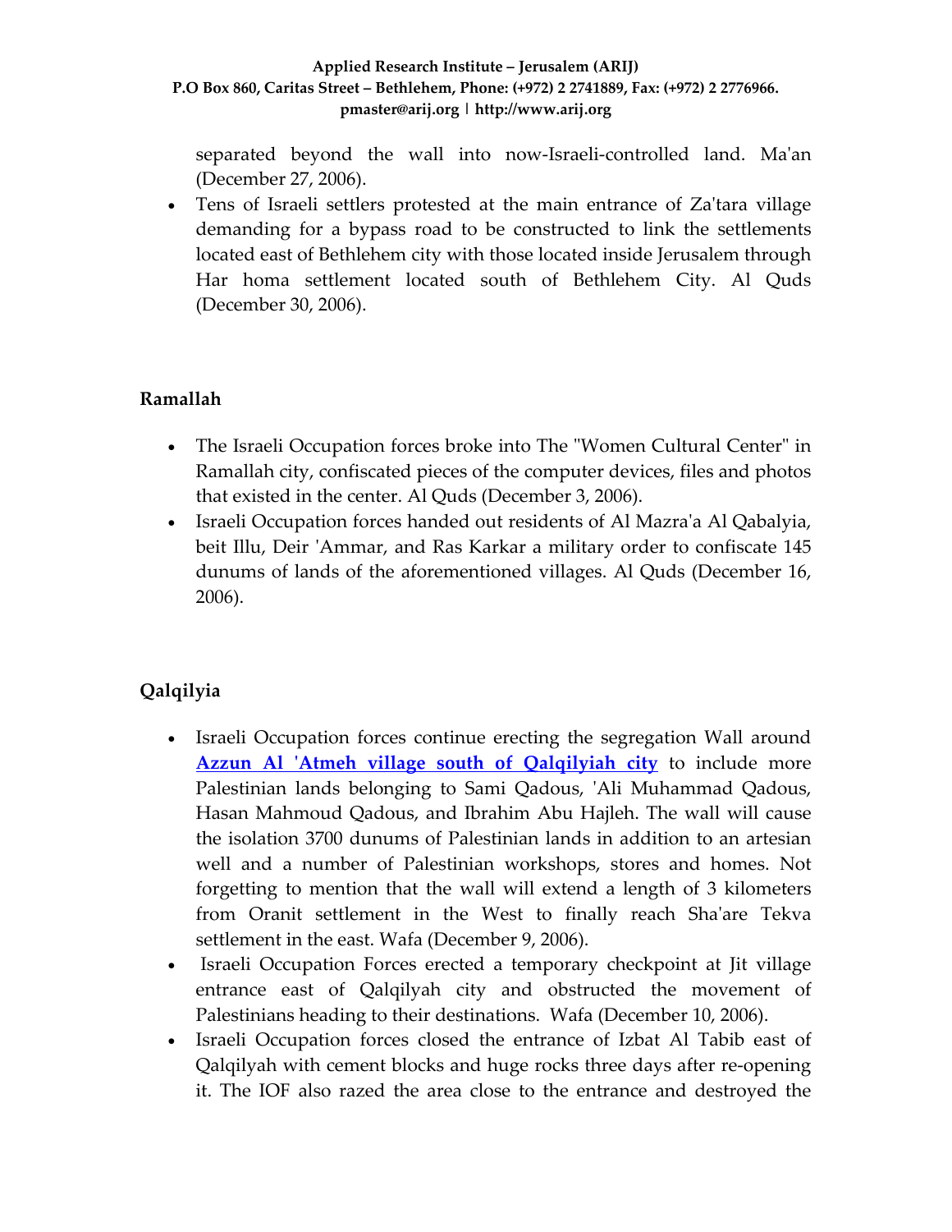separated beyond the wall into now-Israeli-controlled land. Ma'an (December 27, 2006).

- Tens of Israeli settlers protested at the main entrance of Za'tara village demanding for a bypass road to be constructed to link the settlements located east of Bethlehem city with those located inside Jerusalem through Har homa settlement located south of Bethlehem City. Al Quds (December 30, 2006).

## Ramallah

- The Israeli Occupation forces broke into The "Women Cultural Center" in Ramallah city, confiscated pieces of the computer devices, files and photos that existed in the center. Al Quds (December 3, 2006).
- Israeli Occupation forces handed out residents of Al Mazra'a Al Qabalyia, beit Illu, Deir 'Ammar, and Ras Karkar a military order to confiscate 145 dunums of lands of the aforementioned villages. Al Quds (December 16, 2006).

## Qalqilyia

- Israeli Occupation forces continue erecting the segregation Wall around **Azzun Al 'Atmeh village south of Qalqilyiah city** to include more Palestinian lands belonging to Sami Qadous, 'Ali Muhammad Qadous, Hasan Mahmoud Qadous, and Ibrahim Abu Hajleh. The wall will cause the isolation 3700 dunums of Palestinian lands in addition to an artesian well and a number of Palestinian workshops, stores and homes. Not forgetting to mention that the wall will extend a length of 3 kilometers from Oranit settlement in the West to finally reach Sha'are Tekva settlement in the east. Wafa (December 9, 2006).
- Israeli Occupation Forces erected a temporary checkpoint at Jit village entrance east of Qalqilyah city and obstructed the movement of Palestinians heading to their destinations. Wafa (December 10, 2006).
- Israeli Occupation forces closed the entrance of Izbat Al Tabib east of Qalqilyah with cement blocks and huge rocks three days after re-opening it. The IOF also razed the area close to the entrance and destroyed the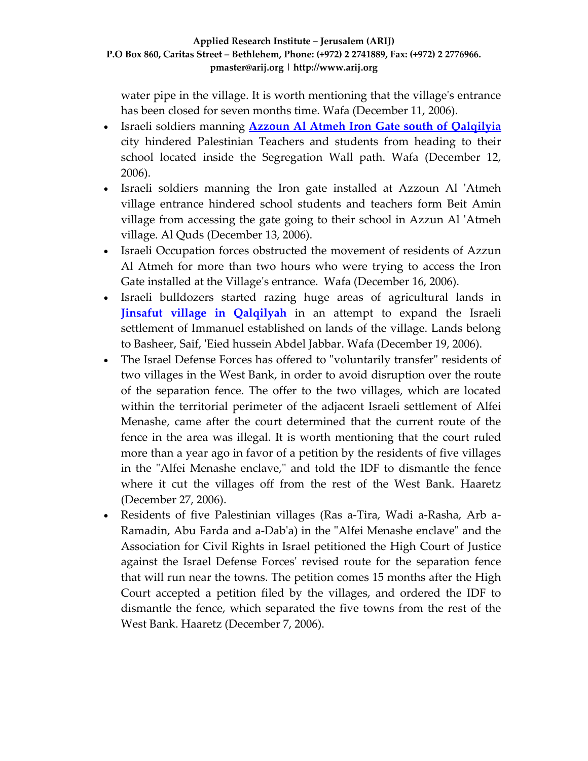water pipe in the village. It is worth mentioning that the village's entrance has been closed for seven months time. Wafa (December 11, 2006).

- Israeli soldiers manning **Azzoun Al Atmeh Iron Gate south of Qalqilyia** city hindered Palestinian Teachers and students from heading to their school located inside the Segregation Wall path. Wafa (December 12, 2006).
- Israeli soldiers manning the Iron gate installed at Azzoun Al 'Atmeh village entrance hindered school students and teachers form Beit Amin village from accessing the gate going to their school in Azzun Al 'Atmeh village. Al Quds (December 13, 2006).
- Israeli Occupation forces obstructed the movement of residents of Azzun Al Atmeh for more than two hours who were trying to access the Iron Gate installed at the Village's entrance. Wafa (December 16, 2006).
- Israeli bulldozers started razing huge areas of agricultural lands in **Jinsafut village in Qalqilyah** in an attempt to expand the Israeli settlement of Immanuel established on lands of the village. Lands belong to Basheer, Saif, 'Eied hussein Abdel Jabbar. Wafa (December 19, 2006).
- The Israel Defense Forces has offered to "voluntarily transfer" residents of two villages in the West Bank, in order to avoid disruption over the route of the separation fence. The offer to the two villages, which are located within the territorial perimeter of the adjacent Israeli settlement of Alfei Menashe, came after the court determined that the current route of the fence in the area was illegal. It is worth mentioning that the court ruled more than a year ago in favor of a petition by the residents of five villages in the "Alfei Menashe enclave," and told the IDF to dismantle the fence where it cut the villages off from the rest of the West Bank. Haaretz (December 27, 2006).
- Residents of five Palestinian villages (Ras a-Tira, Wadi a-Rasha, Arb a-Ramadin, Abu Farda and a-Dab'a) in the "Alfei Menashe enclave" and the Association for Civil Rights in Israel petitioned the High Court of Justice against the Israel Defense Forces' revised route for the separation fence that will run near the towns. The petition comes 15 months after the High Court accepted a petition filed by the villages, and ordered the IDF to dismantle the fence, which separated the five towns from the rest of the West Bank. Haaretz (December 7, 2006).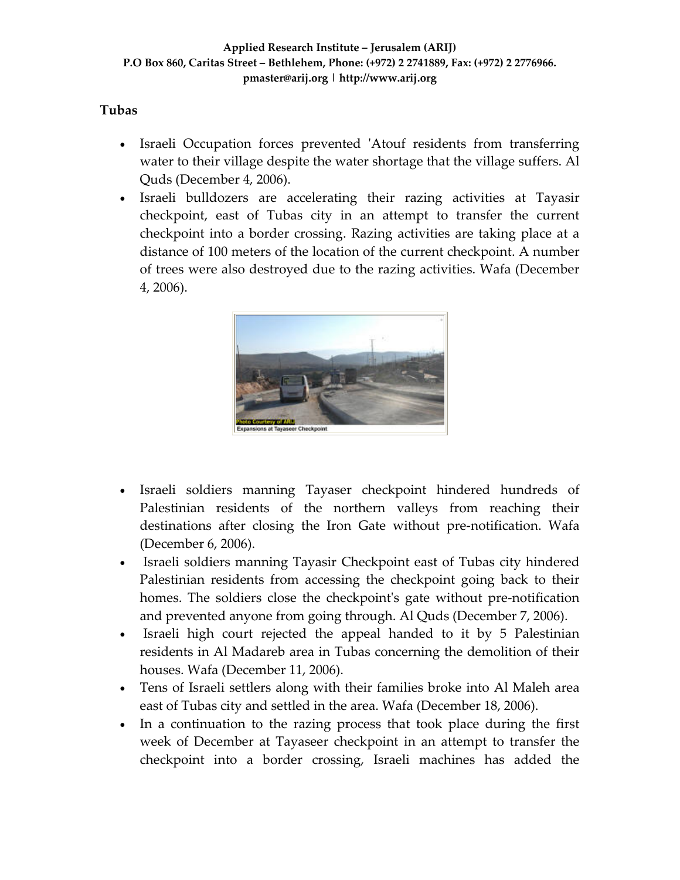## Tubas

- Israeli Occupation forces prevented 'Atouf residents from transferring water to their village despite the water shortage that the village suffers. Al Quds (December 4, 2006).
- Israeli bulldozers are accelerating their razing activities at Tayasir checkpoint, east of Tubas city in an attempt to transfer the current checkpoint into a border crossing. Razing activities are taking place at a distance of 100 meters of the location of the current checkpoint. A number of trees were also destroyed due to the razing activities. Wafa (December 4, 2006).

Photo Courtesy of ARIJ
Expansions at Tayaseer Checkpoint

- Israeli soldiers manning Tayaser checkpoint hindered hundreds of Palestinian residents of the northern valleys from reaching their destinations after closing the Iron Gate without pre-notification. Wafa (December 6, 2006).
- Israeli soldiers manning Tayasir Checkpoint east of Tubas city hindered Palestinian residents from accessing the checkpoint going back to their homes. The soldiers close the checkpoint's gate without pre-notification and prevented anyone from going through. Al Quds (December 7, 2006).
- Israeli high court rejected the appeal handed to it by 5 Palestinian residents in Al Madareb area in Tubas concerning the demolition of their houses. Wafa (December 11, 2006).
- Tens of Israeli settlers along with their families broke into Al Maleh area east of Tubas city and settled in the area. Wafa (December 18, 2006).
- In a continuation to the razing process that took place during the first week of December at Tayaseer checkpoint in an attempt to transfer the checkpoint into a border crossing, Israeli machines has added the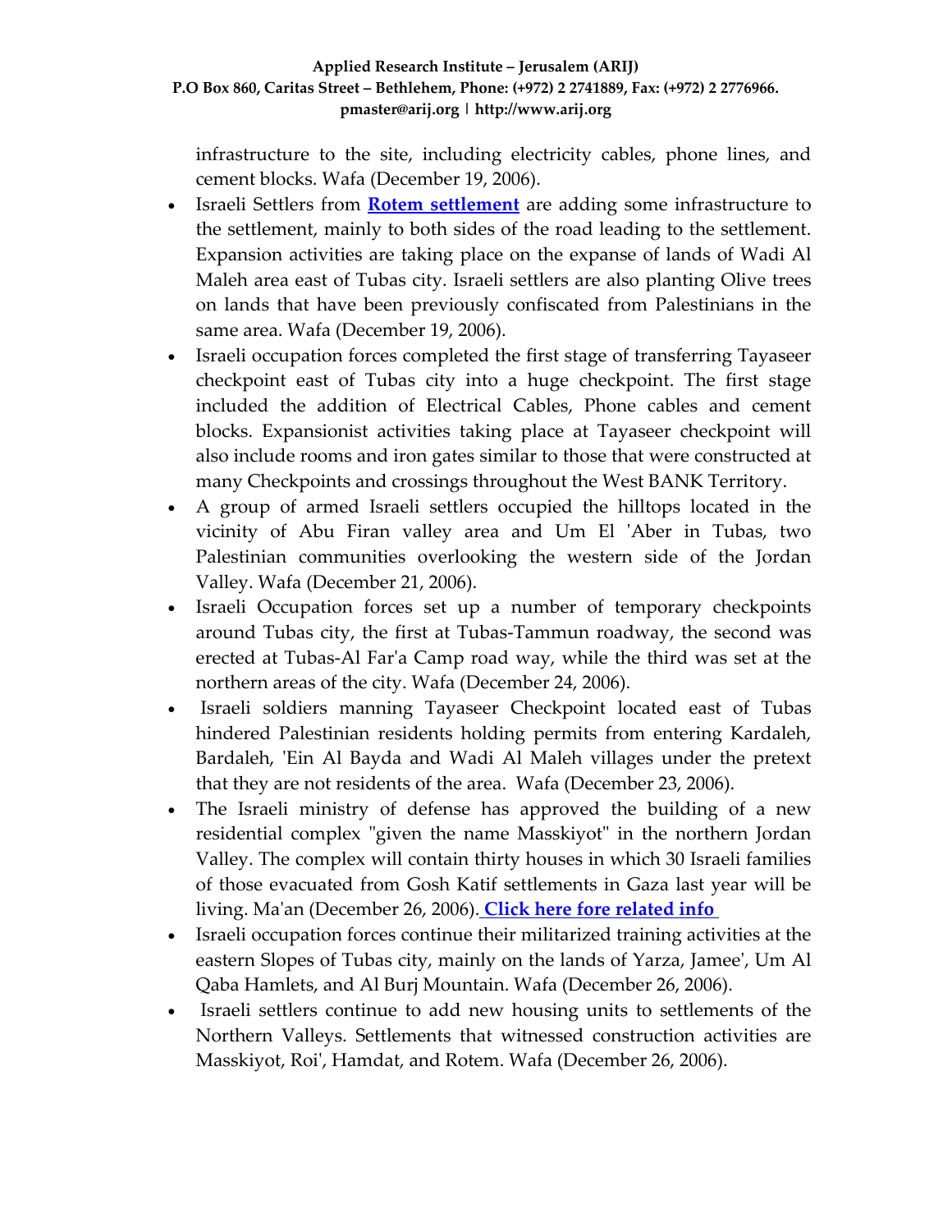infrastructure to the site, including electricity cables, phone lines, and cement blocks. Wafa (December 19, 2006).

- Israeli Settlers from **Rotem settlement** are adding some infrastructure to the settlement, mainly to both sides of the road leading to the settlement. Expansion activities are taking place on the expanse of lands of Wadi Al Maleh area east of Tubas city. Israeli settlers are also planting Olive trees on lands that have been previously confiscated from Palestinians in the same area. Wafa (December 19, 2006).
- Israeli occupation forces completed the first stage of transferring Tayaseer checkpoint east of Tubas city into a huge checkpoint. The first stage included the addition of Electrical Cables, Phone cables and cement blocks. Expansionist activities taking place at Tayaseer checkpoint will also include rooms and iron gates similar to those that were constructed at many Checkpoints and crossings throughout the West BANK Territory.
- A group of armed Israeli settlers occupied the hilltops located in the vicinity of Abu Firan valley area and Um El 'Aber in Tubas, two Palestinian communities overlooking the western side of the Jordan Valley. Wafa (December 21, 2006).
- Israeli Occupation forces set up a number of temporary checkpoints around Tubas city, the first at Tubas-Tammun roadway, the second was erected at Tubas-Al Far'a Camp road way, while the third was set at the northern areas of the city. Wafa (December 24, 2006).
- Israeli soldiers manning Tayaseer Checkpoint located east of Tubas hindered Palestinian residents holding permits from entering Kardaleh, Bardaleh, 'Ein Al Bayda and Wadi Al Maleh villages under the pretext that they are not residents of the area. Wafa (December 23, 2006).
- The Israeli ministry of defense has approved the building of a new residential complex "given the name Masskiyot" in the northern Jordan Valley. The complex will contain thirty houses in which 30 Israeli families of those evacuated from Gosh Katif settlements in Gaza last year will be living. Ma'an (December 26, 2006). **Click here fore related info**
- Israeli occupation forces continue their militarized training activities at the eastern Slopes of Tubas city, mainly on the lands of Yarza, Jamee', Um Al Qaba Hamlets, and Al Burj Mountain. Wafa (December 26, 2006).
- Israeli settlers continue to add new housing units to settlements of the Northern Valleys. Settlements that witnessed construction activities are Masskiyot, Roi', Hamdat, and Rotem. Wafa (December 26, 2006).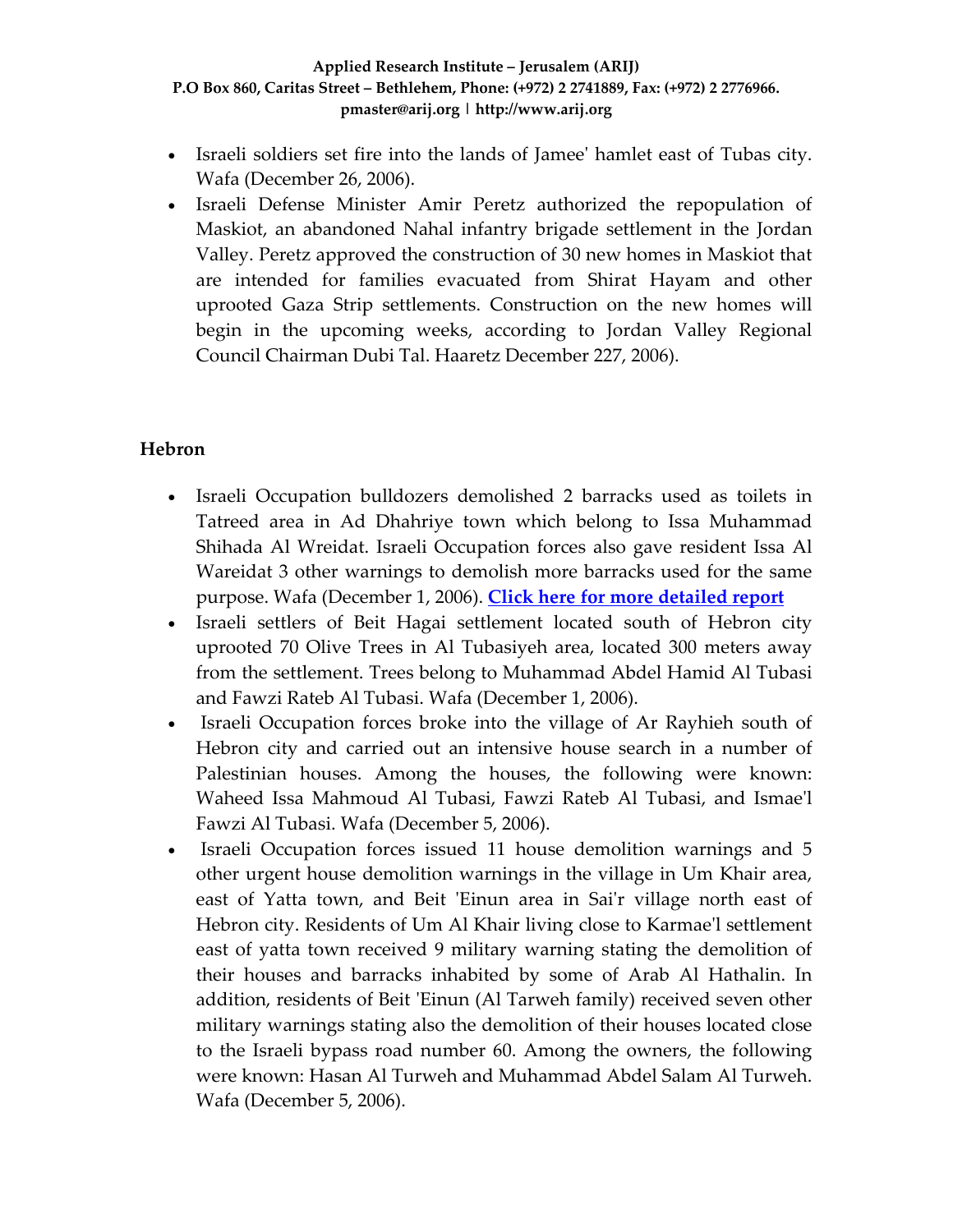- Israeli soldiers set fire into the lands of Jamee' hamlet east of Tubas city. Wafa (December 26, 2006).
- Israeli Defense Minister Amir Peretz authorized the repopulation of Maskiot, an abandoned Nahal infantry brigade settlement in the Jordan Valley. Peretz approved the construction of 30 new homes in Maskiot that are intended for families evacuated from Shirat Hayam and other uprooted Gaza Strip settlements. Construction on the new homes will begin in the upcoming weeks, according to Jordan Valley Regional Council Chairman Dubi Tal. Haaretz December 227, 2006).

## Hebron

- Israeli Occupation bulldozers demolished 2 barracks used as toilets in Tatreed area in Ad Dhahriye town which belong to Issa Muhammad Shihada Al Wreidat. Israeli Occupation forces also gave resident Issa Al Wareidat 3 other warnings to demolish more barracks used for the same purpose. Wafa (December 1, 2006). **Click here for more detailed report**
- Israeli settlers of Beit Hagai settlement located south of Hebron city uprooted 70 Olive Trees in Al Tubasiyeh area, located 300 meters away from the settlement. Trees belong to Muhammad Abdel Hamid Al Tubasi and Fawzi Rateb Al Tubasi. Wafa (December 1, 2006).
- Israeli Occupation forces broke into the village of Ar Rayhieh south of Hebron city and carried out an intensive house search in a number of Palestinian houses. Among the houses, the following were known: Waheed Issa Mahmoud Al Tubasi, Fawzi Rateb Al Tubasi, and Ismae'l Fawzi Al Tubasi. Wafa (December 5, 2006).
- Israeli Occupation forces issued 11 house demolition warnings and 5 other urgent house demolition warnings in the village in Um Khair area, east of Yatta town, and Beit 'Einun area in Sai'r village north east of Hebron city. Residents of Um Al Khair living close to Karmae'l settlement east of yatta town received 9 military warning stating the demolition of their houses and barracks inhabited by some of Arab Al Hathalin. In addition, residents of Beit 'Einun (Al Tarweh family) received seven other military warnings stating also the demolition of their houses located close to the Israeli bypass road number 60. Among the owners, the following were known: Hasan Al Turweh and Muhammad Abdel Salam Al Turweh. Wafa (December 5, 2006).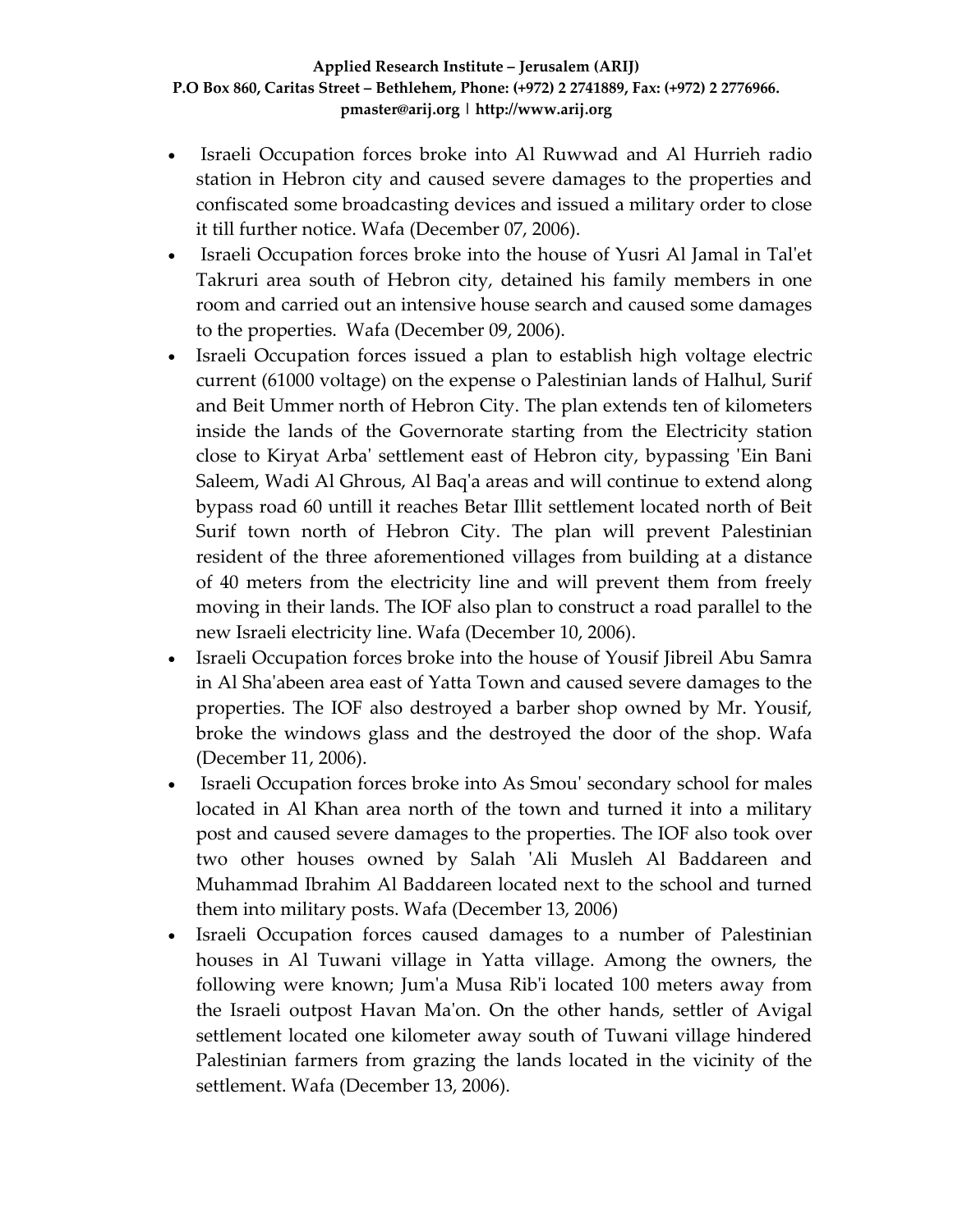- Israeli Occupation forces broke into Al Ruwwad and Al Hurrieh radio station in Hebron city and caused severe damages to the properties and confiscated some broadcasting devices and issued a military order to close it till further notice. Wafa (December 07, 2006).
- Israeli Occupation forces broke into the house of Yusri Al Jamal in Tal'et Takruri area south of Hebron city, detained his family members in one room and carried out an intensive house search and caused some damages to the properties. Wafa (December 09, 2006).
- Israeli Occupation forces issued a plan to establish high voltage electric current (61000 voltage) on the expense o Palestinian lands of Halhul, Surif and Beit Ummer north of Hebron City. The plan extends ten of kilometers inside the lands of the Governorate starting from the Electricity station close to Kiryat Arba' settlement east of Hebron city, bypassing 'Ein Bani Saleem, Wadi Al Ghrous, Al Baq'a areas and will continue to extend along bypass road 60 untill it reaches Betar Illit settlement located north of Beit Surif town north of Hebron City. The plan will prevent Palestinian resident of the three aforementioned villages from building at a distance of 40 meters from the electricity line and will prevent them from freely moving in their lands. The IOF also plan to construct a road parallel to the new Israeli electricity line. Wafa (December 10, 2006).
- Israeli Occupation forces broke into the house of Yousif Jibreil Abu Samra in Al Sha'abeen area east of Yatta Town and caused severe damages to the properties. The IOF also destroyed a barber shop owned by Mr. Yousif, broke the windows glass and the destroyed the door of the shop. Wafa (December 11, 2006).
- Israeli Occupation forces broke into As Smou' secondary school for males located in Al Khan area north of the town and turned it into a military post and caused severe damages to the properties. The IOF also took over two other houses owned by Salah 'Ali Musleh Al Baddareen and Muhammad Ibrahim Al Baddareen located next to the school and turned them into military posts. Wafa (December 13, 2006)
- Israeli Occupation forces caused damages to a number of Palestinian houses in Al Tuwani village in Yatta village. Among the owners, the following were known; Jum'a Musa Rib'i located 100 meters away from the Israeli outpost Havan Ma'on. On the other hands, settler of Avigal settlement located one kilometer away south of Tuwani village hindered Palestinian farmers from grazing the lands located in the vicinity of the settlement. Wafa (December 13, 2006).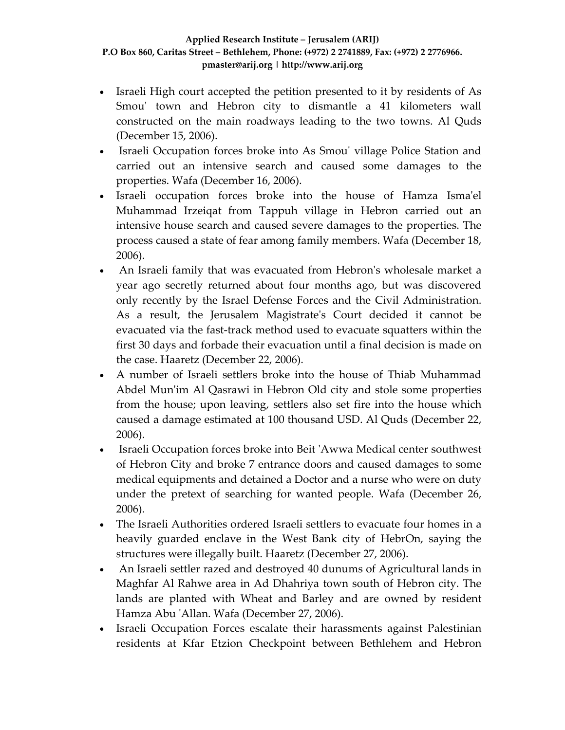- Israeli High court accepted the petition presented to it by residents of As Smou' town and Hebron city to dismantle a 41 kilometers wall constructed on the main roadways leading to the two towns. Al Quds (December 15, 2006).
- Israeli Occupation forces broke into As Smou' village Police Station and carried out an intensive search and caused some damages to the properties. Wafa (December 16, 2006).
- Israeli occupation forces broke into the house of Hamza Isma'el Muhammad Irzeiqat from Tappuh village in Hebron carried out an intensive house search and caused severe damages to the properties. The process caused a state of fear among family members. Wafa (December 18, 2006).
- An Israeli family that was evacuated from Hebron's wholesale market a year ago secretly returned about four months ago, but was discovered only recently by the Israel Defense Forces and the Civil Administration. As a result, the Jerusalem Magistrate's Court decided it cannot be evacuated via the fast-track method used to evacuate squatters within the first 30 days and forbade their evacuation until a final decision is made on the case. Haaretz (December 22, 2006).
- A number of Israeli settlers broke into the house of Thiab Muhammad Abdel Mun'im Al Qasrawi in Hebron Old city and stole some properties from the house; upon leaving, settlers also set fire into the house which caused a damage estimated at 100 thousand USD. Al Quds (December 22, 2006).
- Israeli Occupation forces broke into Beit 'Awwa Medical center southwest of Hebron City and broke 7 entrance doors and caused damages to some medical equipments and detained a Doctor and a nurse who were on duty under the pretext of searching for wanted people. Wafa (December 26, 2006).
- The Israeli Authorities ordered Israeli settlers to evacuate four homes in a heavily guarded enclave in the West Bank city of HebrOn, saying the structures were illegally built. Haaretz (December 27, 2006).
- An Israeli settler razed and destroyed 40 dunums of Agricultural lands in Maghfar Al Rahwe area in Ad Dhahriya town south of Hebron city. The lands are planted with Wheat and Barley and are owned by resident Hamza Abu 'Allan. Wafa (December 27, 2006).
- Israeli Occupation Forces escalate their harassments against Palestinian residents at Kfar Etzion Checkpoint between Bethlehem and Hebron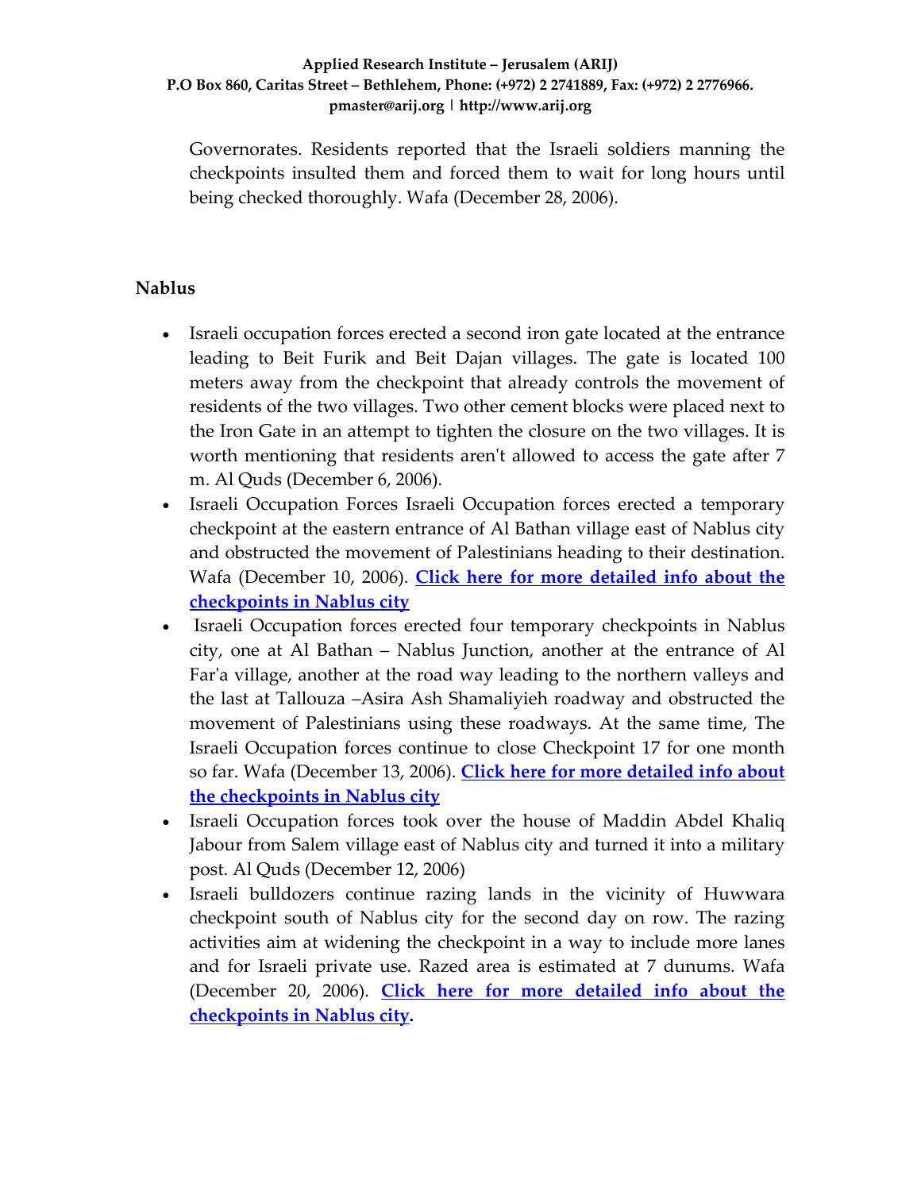Governorates. Residents reported that the Israeli soldiers manning the checkpoints insulted them and forced them to wait for long hours until being checked thoroughly. Wafa (December 28, 2006).

**Nablus**

- Israeli occupation forces erected a second iron gate located at the entrance leading to Beit Furik and Beit Dajan villages. The gate is located 100 meters away from the checkpoint that already controls the movement of residents of the two villages. Two other cement blocks were placed next to the Iron Gate in an attempt to tighten the closure on the two villages. It is worth mentioning that residents aren't allowed to access the gate after 7 m. Al Quds (December 6, 2006).
- Israeli Occupation Forces Israeli Occupation forces erected a temporary checkpoint at the eastern entrance of Al Bathan village east of Nablus city and obstructed the movement of Palestinians heading to their destination. Wafa (December 10, 2006). **Click here for more detailed info about the checkpoints in Nablus city**
- Israeli Occupation forces erected four temporary checkpoints in Nablus city, one at Al Bathan – Nablus Junction, another at the entrance of Al Far'a village, another at the road way leading to the northern valleys and the last at Tallouza –Asira Ash Shamaliyieh roadway and obstructed the movement of Palestinians using these roadways. At the same time, The Israeli Occupation forces continue to close Checkpoint 17 for one month so far. Wafa (December 13, 2006). **Click here for more detailed info about the checkpoints in Nablus city**
- Israeli Occupation forces took over the house of Maddin Abdel Khaliq Jabour from Salem village east of Nablus city and turned it into a military post. Al Quds (December 12, 2006)
- Israeli bulldozers continue razing lands in the vicinity of Huwwara checkpoint south of Nablus city for the second day on row. The razing activities aim at widening the checkpoint in a way to include more lanes and for Israeli private use. Razed area is estimated at 7 dunums. Wafa (December 20, 2006). **Click here for more detailed info about the checkpoints in Nablus city.**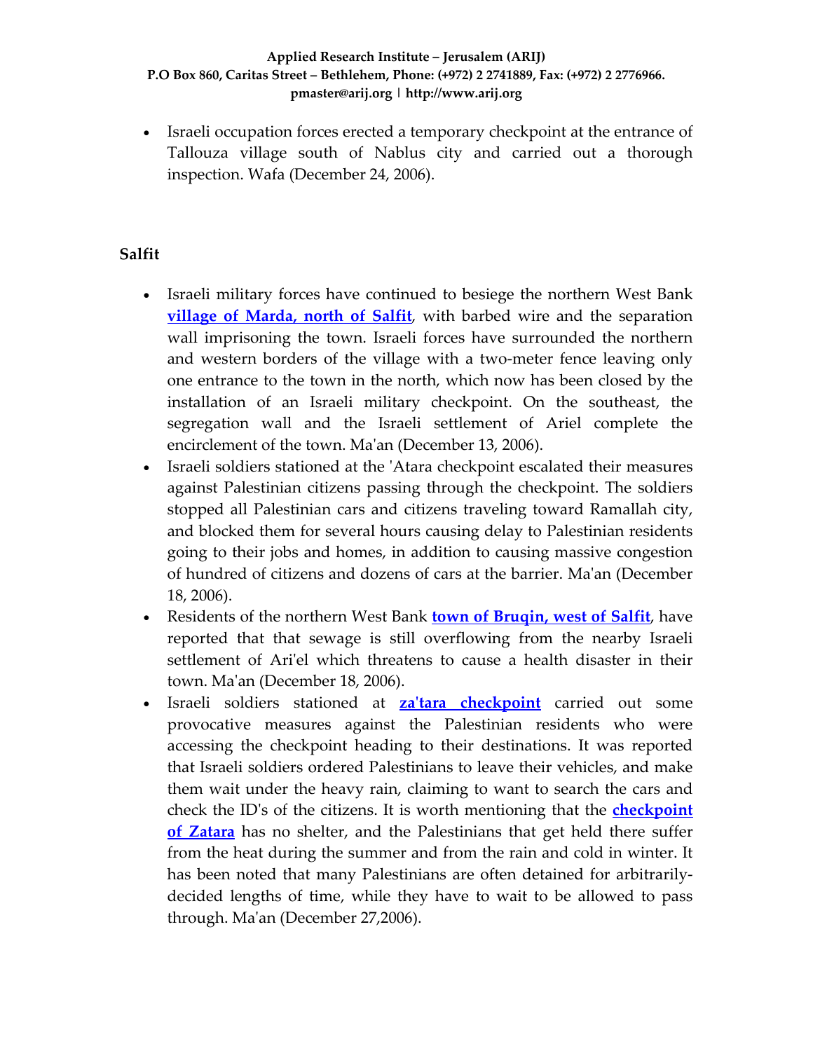- Israeli occupation forces erected a temporary checkpoint at the entrance of Tallouza village south of Nablus city and carried out a thorough inspection. Wafa (December 24, 2006).

## Salfit

- Israeli military forces have continued to besiege the northern West Bank **village of Marda, north of Salfit**, with barbed wire and the separation wall imprisoning the town. Israeli forces have surrounded the northern and western borders of the village with a two-meter fence leaving only one entrance to the town in the north, which now has been closed by the installation of an Israeli military checkpoint. On the southeast, the segregation wall and the Israeli settlement of Ariel complete the encirclement of the town. Ma'an (December 13, 2006).
- Israeli soldiers stationed at the 'Atara checkpoint escalated their measures against Palestinian citizens passing through the checkpoint. The soldiers stopped all Palestinian cars and citizens traveling toward Ramallah city, and blocked them for several hours causing delay to Palestinian residents going to their jobs and homes, in addition to causing massive congestion of hundred of citizens and dozens of cars at the barrier. Ma'an (December 18, 2006).
- Residents of the northern West Bank **town of Bruqin, west of Salfit**, have reported that that sewage is still overflowing from the nearby Israeli settlement of Ari'el which threatens to cause a health disaster in their town. Ma'an (December 18, 2006).
- Israeli soldiers stationed at **za'tara checkpoint** carried out some provocative measures against the Palestinian residents who were accessing the checkpoint heading to their destinations. It was reported that Israeli soldiers ordered Palestinians to leave their vehicles, and make them wait under the heavy rain, claiming to want to search the cars and check the ID's of the citizens. It is worth mentioning that the **checkpoint of Zatara** has no shelter, and the Palestinians that get held there suffer from the heat during the summer and from the rain and cold in winter. It has been noted that many Palestinians are often detained for arbitrarily-decided lengths of time, while they have to wait to be allowed to pass through. Ma'an (December 27,2006).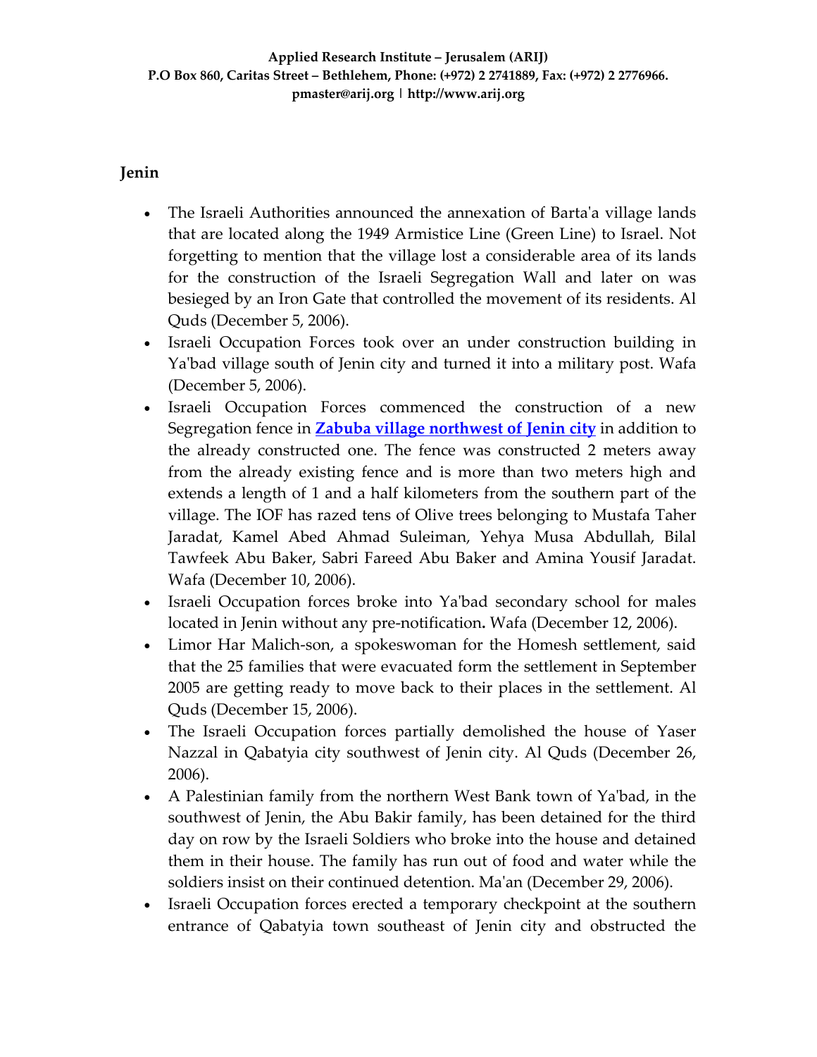## Jenin

- The Israeli Authorities announced the annexation of Barta'a village lands that are located along the 1949 Armistice Line (Green Line) to Israel. Not forgetting to mention that the village lost a considerable area of its lands for the construction of the Israeli Segregation Wall and later on was besieged by an Iron Gate that controlled the movement of its residents. Al Quds (December 5, 2006).
- Israeli Occupation Forces took over an under construction building in Ya'bad village south of Jenin city and turned it into a military post. Wafa (December 5, 2006).
- Israeli Occupation Forces commenced the construction of a new Segregation fence in **Zabuba village northwest of Jenin city** in addition to the already constructed one. The fence was constructed 2 meters away from the already existing fence and is more than two meters high and extends a length of 1 and a half kilometers from the southern part of the village. The IOF has razed tens of Olive trees belonging to Mustafa Taher Jaradat, Kamel Abed Ahmad Suleiman, Yehya Musa Abdullah, Bilal Tawfeek Abu Baker, Sabri Fareed Abu Baker and Amina Yousif Jaradat. Wafa (December 10, 2006).
- Israeli Occupation forces broke into Ya'bad secondary school for males located in Jenin without any pre-notification**.** Wafa (December 12, 2006).
- Limor Har Malich-son, a spokeswoman for the Homesh settlement, said that the 25 families that were evacuated form the settlement in September 2005 are getting ready to move back to their places in the settlement. Al Quds (December 15, 2006).
- The Israeli Occupation forces partially demolished the house of Yaser Nazzal in Qabatyia city southwest of Jenin city. Al Quds (December 26, 2006).
- A Palestinian family from the northern West Bank town of Ya'bad, in the southwest of Jenin, the Abu Bakir family, has been detained for the third day on row by the Israeli Soldiers who broke into the house and detained them in their house. The family has run out of food and water while the soldiers insist on their continued detention. Ma'an (December 29, 2006).
- Israeli Occupation forces erected a temporary checkpoint at the southern entrance of Qabatyia town southeast of Jenin city and obstructed the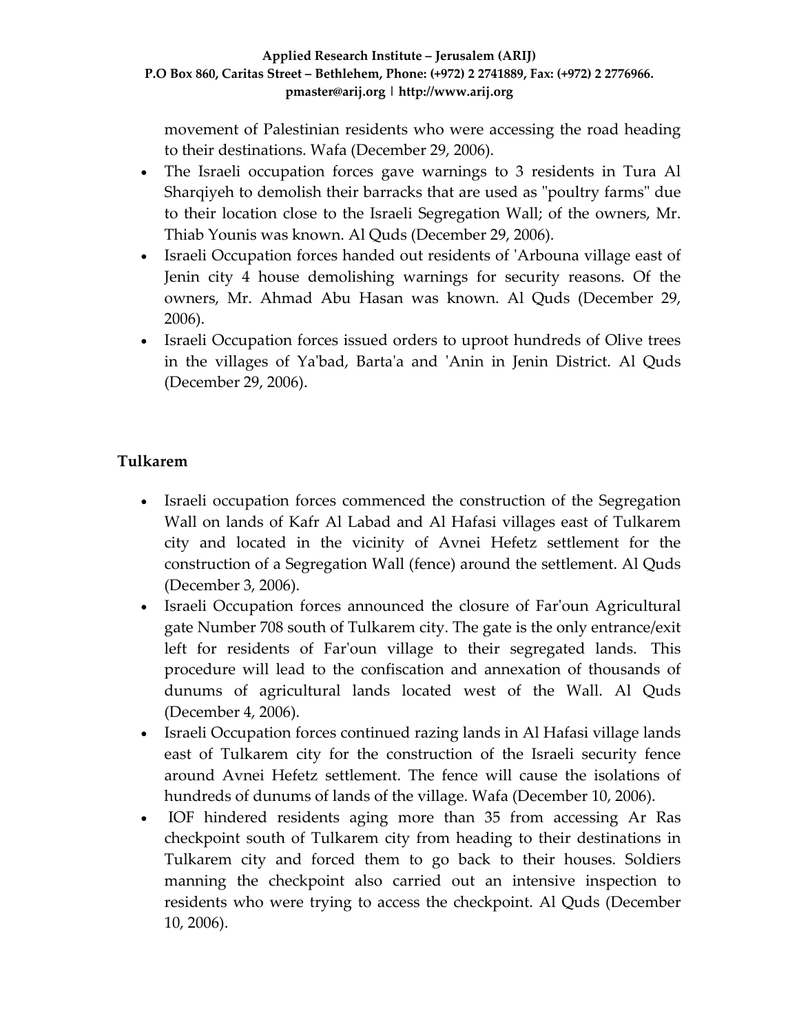movement of Palestinian residents who were accessing the road heading to their destinations. Wafa (December 29, 2006).

- The Israeli occupation forces gave warnings to 3 residents in Tura Al Sharqiyeh to demolish their barracks that are used as "poultry farms" due to their location close to the Israeli Segregation Wall; of the owners, Mr. Thiab Younis was known. Al Quds (December 29, 2006).
- Israeli Occupation forces handed out residents of 'Arbouna village east of Jenin city 4 house demolishing warnings for security reasons. Of the owners, Mr. Ahmad Abu Hasan was known. Al Quds (December 29, 2006).
- Israeli Occupation forces issued orders to uproot hundreds of Olive trees in the villages of Ya'bad, Barta'a and 'Anin in Jenin District. Al Quds (December 29, 2006).

**Tulkarem**

- Israeli occupation forces commenced the construction of the Segregation Wall on lands of Kafr Al Labad and Al Hafasi villages east of Tulkarem city and located in the vicinity of Avnei Hefetz settlement for the construction of a Segregation Wall (fence) around the settlement. Al Quds (December 3, 2006).
- Israeli Occupation forces announced the closure of Far'oun Agricultural gate Number 708 south of Tulkarem city. The gate is the only entrance/exit left for residents of Far'oun village to their segregated lands. This procedure will lead to the confiscation and annexation of thousands of dunums of agricultural lands located west of the Wall. Al Quds (December 4, 2006).
- Israeli Occupation forces continued razing lands in Al Hafasi village lands east of Tulkarem city for the construction of the Israeli security fence around Avnei Hefetz settlement. The fence will cause the isolations of hundreds of dunums of lands of the village. Wafa (December 10, 2006).
- IOF hindered residents aging more than 35 from accessing Ar Ras checkpoint south of Tulkarem city from heading to their destinations in Tulkarem city and forced them to go back to their houses. Soldiers manning the checkpoint also carried out an intensive inspection to residents who were trying to access the checkpoint. Al Quds (December 10, 2006).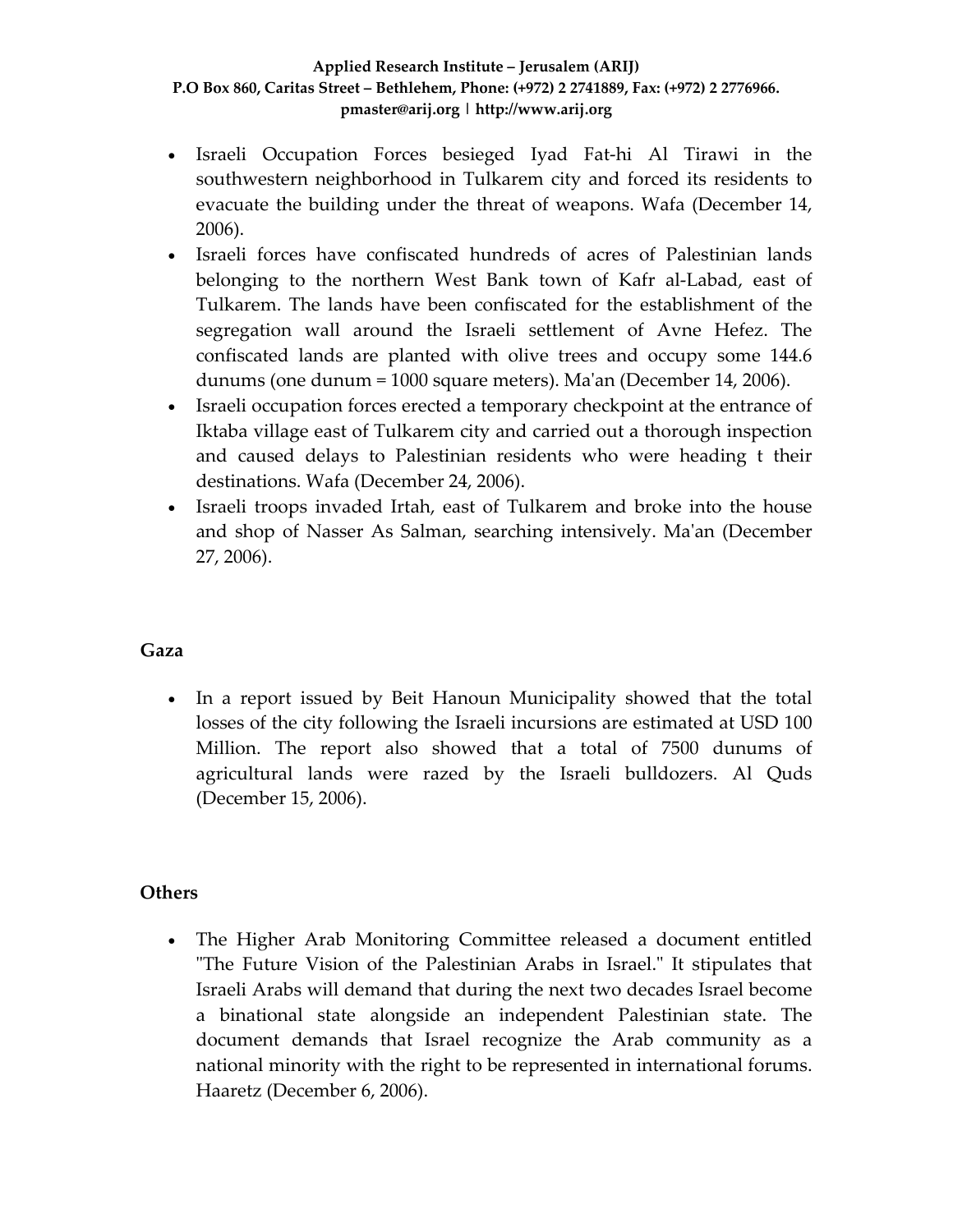- Israeli Occupation Forces besieged Iyad Fat-hi Al Tirawi in the southwestern neighborhood in Tulkarem city and forced its residents to evacuate the building under the threat of weapons. Wafa (December 14, 2006).
- Israeli forces have confiscated hundreds of acres of Palestinian lands belonging to the northern West Bank town of Kafr al-Labad, east of Tulkarem. The lands have been confiscated for the establishment of the segregation wall around the Israeli settlement of Avne Hefez. The confiscated lands are planted with olive trees and occupy some 144.6 dunums (one dunum = 1000 square meters). Ma'an (December 14, 2006).
- Israeli occupation forces erected a temporary checkpoint at the entrance of Iktaba village east of Tulkarem city and carried out a thorough inspection and caused delays to Palestinian residents who were heading t their destinations. Wafa (December 24, 2006).
- Israeli troops invaded Irtah, east of Tulkarem and broke into the house and shop of Nasser As Salman, searching intensively. Ma'an (December 27, 2006).

**Gaza**

- In a report issued by Beit Hanoun Municipality showed that the total losses of the city following the Israeli incursions are estimated at USD 100 Million. The report also showed that a total of 7500 dunums of agricultural lands were razed by the Israeli bulldozers. Al Quds (December 15, 2006).

**Others**

- The Higher Arab Monitoring Committee released a document entitled "The Future Vision of the Palestinian Arabs in Israel." It stipulates that Israeli Arabs will demand that during the next two decades Israel become a binational state alongside an independent Palestinian state. The document demands that Israel recognize the Arab community as a national minority with the right to be represented in international forums. Haaretz (December 6, 2006).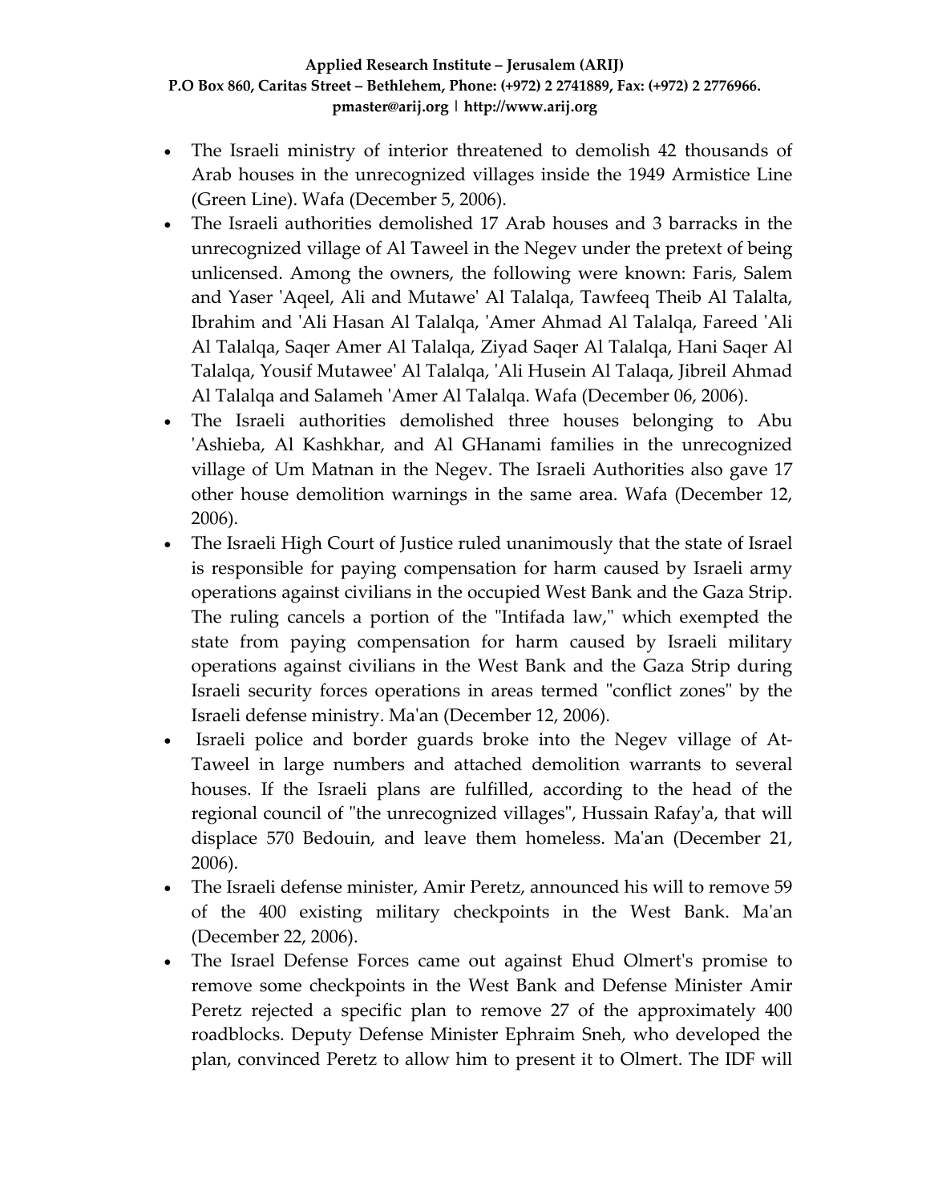- The Israeli ministry of interior threatened to demolish 42 thousands of Arab houses in the unrecognized villages inside the 1949 Armistice Line (Green Line). Wafa (December 5, 2006).
- The Israeli authorities demolished 17 Arab houses and 3 barracks in the unrecognized village of Al Taweel in the Negev under the pretext of being unlicensed. Among the owners, the following were known: Faris, Salem and Yaser 'Aqeel, Ali and Mutawe' Al Talalqa, Tawfeeq Theib Al Talalta, Ibrahim and 'Ali Hasan Al Talalqa, 'Amer Ahmad Al Talalqa, Fareed 'Ali Al Talalqa, Saqer Amer Al Talalqa, Ziyad Saqer Al Talalqa, Hani Saqer Al Talalqa, Yousif Mutawee' Al Talalqa, 'Ali Husein Al Talaqa, Jibreil Ahmad Al Talalqa and Salameh 'Amer Al Talalqa. Wafa (December 06, 2006).
- The Israeli authorities demolished three houses belonging to Abu 'Ashieba, Al Kashkhar, and Al GHanami families in the unrecognized village of Um Matnan in the Negev. The Israeli Authorities also gave 17 other house demolition warnings in the same area. Wafa (December 12, 2006).
- The Israeli High Court of Justice ruled unanimously that the state of Israel is responsible for paying compensation for harm caused by Israeli army operations against civilians in the occupied West Bank and the Gaza Strip. The ruling cancels a portion of the "Intifada law," which exempted the state from paying compensation for harm caused by Israeli military operations against civilians in the West Bank and the Gaza Strip during Israeli security forces operations in areas termed "conflict zones" by the Israeli defense ministry. Ma'an (December 12, 2006).
- Israeli police and border guards broke into the Negev village of At-Taweel in large numbers and attached demolition warrants to several houses. If the Israeli plans are fulfilled, according to the head of the regional council of "the unrecognized villages", Hussain Rafay'a, that will displace 570 Bedouin, and leave them homeless. Ma'an (December 21, 2006).
- The Israeli defense minister, Amir Peretz, announced his will to remove 59 of the 400 existing military checkpoints in the West Bank. Ma'an (December 22, 2006).
- The Israel Defense Forces came out against Ehud Olmert's promise to remove some checkpoints in the West Bank and Defense Minister Amir Peretz rejected a specific plan to remove 27 of the approximately 400 roadblocks. Deputy Defense Minister Ephraim Sneh, who developed the plan, convinced Peretz to allow him to present it to Olmert. The IDF will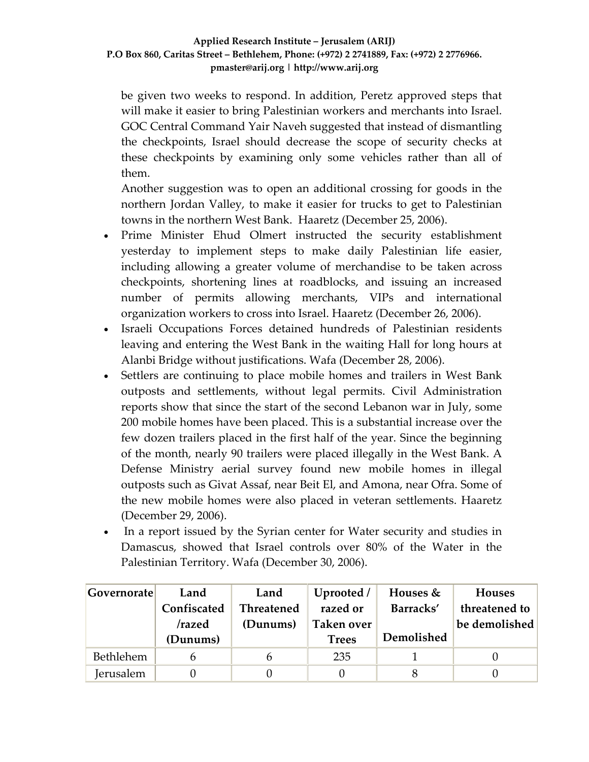be given two weeks to respond. In addition, Peretz approved steps that will make it easier to bring Palestinian workers and merchants into Israel. GOC Central Command Yair Naveh suggested that instead of dismantling the checkpoints, Israel should decrease the scope of security checks at these checkpoints by examining only some vehicles rather than all of them.

Another suggestion was to open an additional crossing for goods in the northern Jordan Valley, to make it easier for trucks to get to Palestinian towns in the northern West Bank. Haaretz (December 25, 2006).

- Prime Minister Ehud Olmert instructed the security establishment yesterday to implement steps to make daily Palestinian life easier, including allowing a greater volume of merchandise to be taken across checkpoints, shortening lines at roadblocks, and issuing an increased number of permits allowing merchants, VIPs and international organization workers to cross into Israel. Haaretz (December 26, 2006).
- Israeli Occupations Forces detained hundreds of Palestinian residents leaving and entering the West Bank in the waiting Hall for long hours at Alanbi Bridge without justifications. Wafa (December 28, 2006).
- Settlers are continuing to place mobile homes and trailers in West Bank outposts and settlements, without legal permits. Civil Administration reports show that since the start of the second Lebanon war in July, some 200 mobile homes have been placed. This is a substantial increase over the few dozen trailers placed in the first half of the year. Since the beginning of the month, nearly 90 trailers were placed illegally in the West Bank. A Defense Ministry aerial survey found new mobile homes in illegal outposts such as Givat Assaf, near Beit El, and Amona, near Ofra. Some of the new mobile homes were also placed in veteran settlements. Haaretz (December 29, 2006).
- In a report issued by the Syrian center for Water security and studies in Damascus, showed that Israel controls over 80% of the Water in the Palestinian Territory. Wafa (December 30, 2006).

| Governorate | Land Confiscated /razed (Dunums) | Land Threatened (Dunums) | Uprooted / razed or Taken over Trees | Houses & Barracks' Demolished | Houses threatened to be demolished |
|---|---|---|---|---|---|
| Bethlehem | 6 | 6 | 235 | 1 | 0 |
| Jerusalem | 0 | 0 | 0 | 8 | 0 |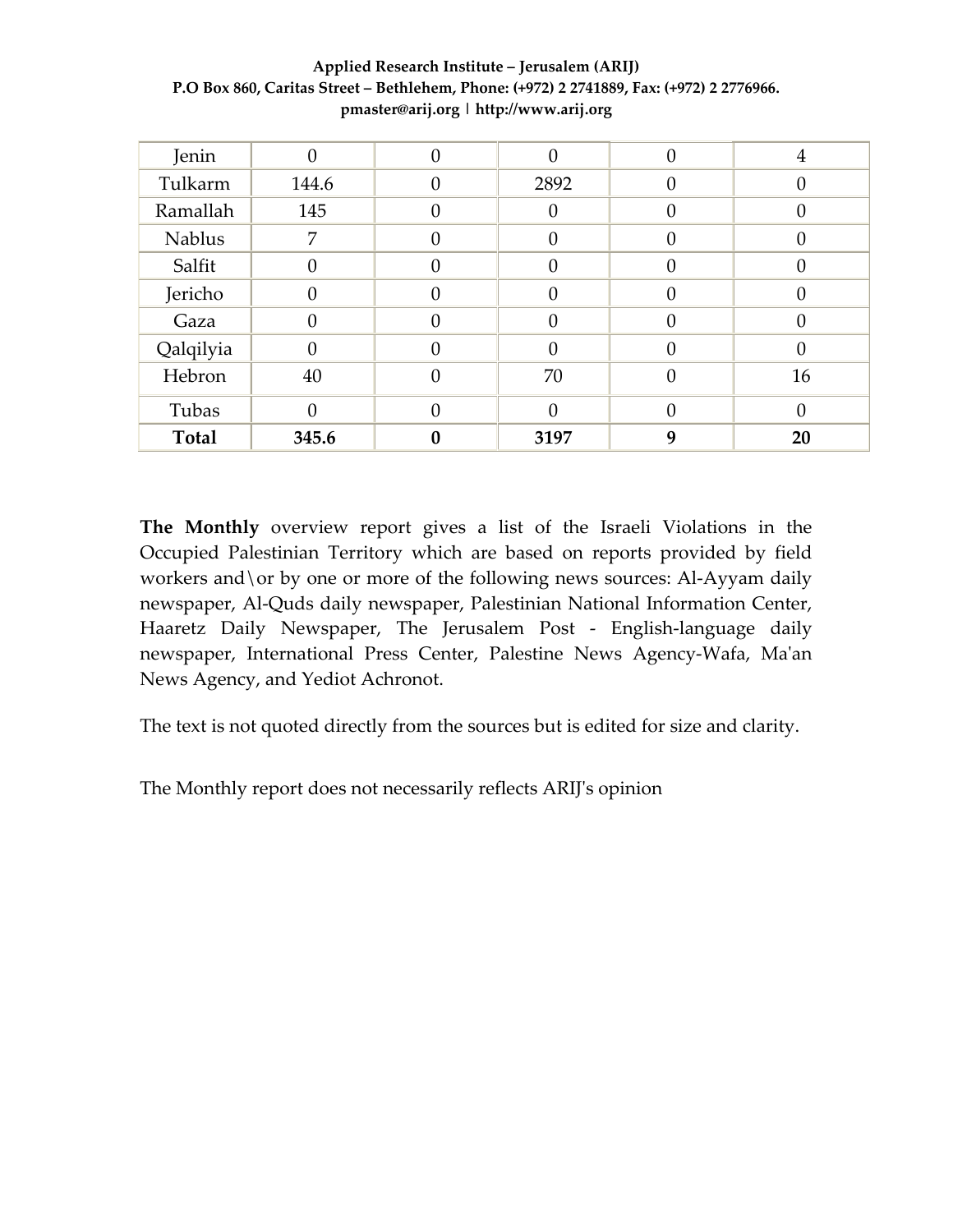| | | | | | |
|---|---|---|---|---|---|
| Jenin | 0 | 0 | 0 | 0 | 4 |
| Tulkarm | 144.6 | 0 | 2892 | 0 | 0 |
| Ramallah | 145 | 0 | 0 | 0 | 0 |
| Nablus | 7 | 0 | 0 | 0 | 0 |
| Salfit | 0 | 0 | 0 | 0 | 0 |
| Jericho | 0 | 0 | 0 | 0 | 0 |
| Gaza | 0 | 0 | 0 | 0 | 0 |
| Qalqilyia | 0 | 0 | 0 | 0 | 0 |
| Hebron | 40 | 0 | 70 | 0 | 16 |
| Tubas | 0 | 0 | 0 | 0 | 0 |
| **Total** | **345.6** | **0** | **3197** | **9** | **20** |

**The Monthly** overview report gives a list of the Israeli Violations in the Occupied Palestinian Territory which are based on reports provided by field workers and\or by one or more of the following news sources: Al-Ayyam daily newspaper, Al-Quds daily newspaper, Palestinian National Information Center, Haaretz Daily Newspaper, The Jerusalem Post - English-language daily newspaper, International Press Center, Palestine News Agency-Wafa, Ma'an News Agency, and Yediot Achronot.

The text is not quoted directly from the sources but is edited for size and clarity.

The Monthly report does not necessarily reflects ARIJ's opinion